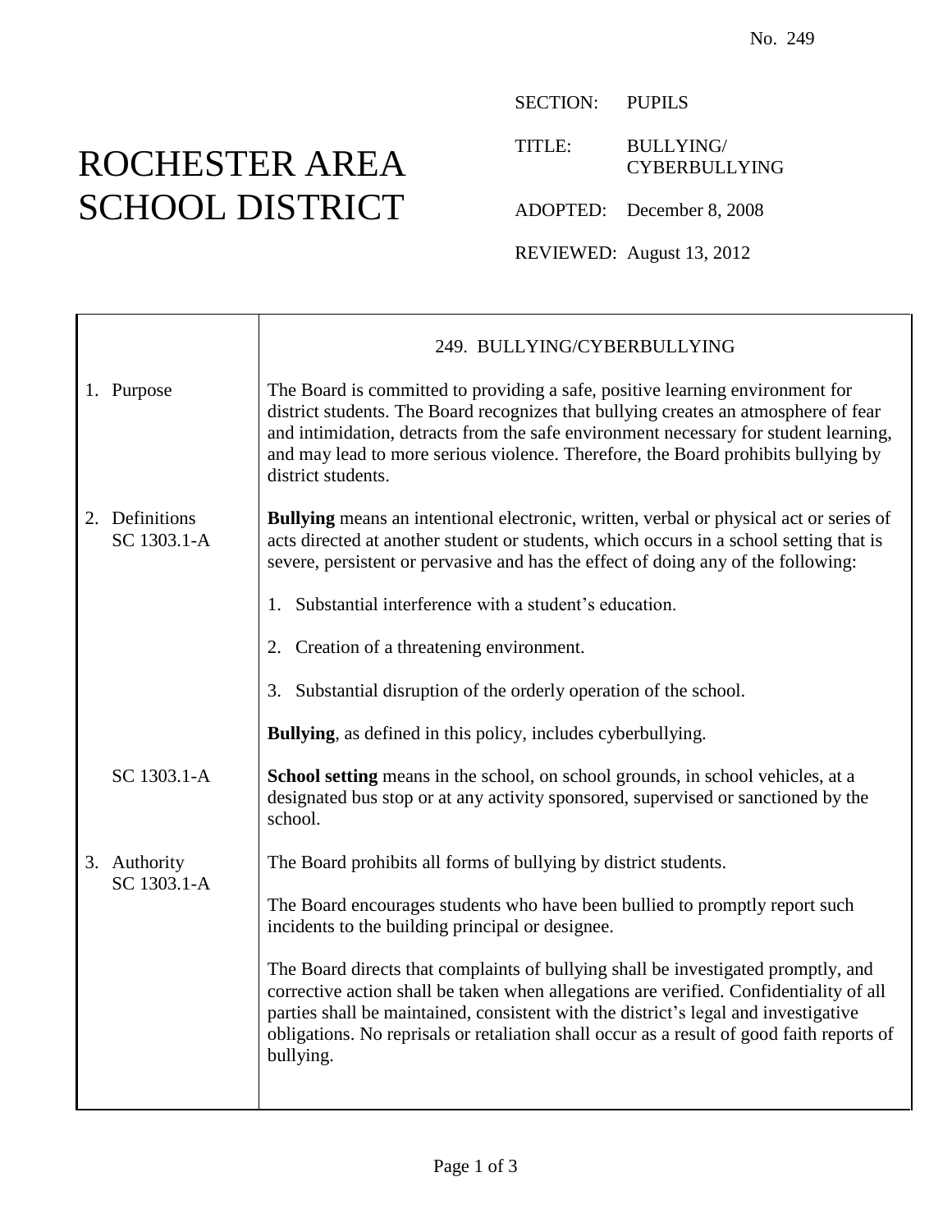No. 249

# ROCHESTER AREA SCHOOL DISTRICT

SECTION: PUPILS

TITLE: BULLYING/ CYBERBULLYING

ADOPTED: December 8, 2008

REVIEWED: August 13, 2012

## 249. BULLYING/CYBERBULLYING

### 1. Purpose

The Board is committed to providing a safe, positive learning environment for district students. The Board recognizes that bullying creates an atmosphere of fear and intimidation, detracts from the safe environment necessary for student learning, and may lead to more serious violence. Therefore, the Board prohibits bullying by district students.

### 2. Definitions

SC 1303.1-A

**Bullying** means an intentional electronic, written, verbal or physical act or series of acts directed at another student or students, which occurs in a school setting that is severe, persistent or pervasive and has the effect of doing any of the following:

1. Substantial interference with a student's education.

2. Creation of a threatening environment.

3. Substantial disruption of the orderly operation of the school.

**Bullying**, as defined in this policy, includes cyberbullying.

SC 1303.1-A

**School setting** means in the school, on school grounds, in school vehicles, at a designated bus stop or at any activity sponsored, supervised or sanctioned by the school.

### 3. Authority

SC 1303.1-A

The Board prohibits all forms of bullying by district students.

The Board encourages students who have been bullied to promptly report such incidents to the building principal or designee.

The Board directs that complaints of bullying shall be investigated promptly, and corrective action shall be taken when allegations are verified. Confidentiality of all parties shall be maintained, consistent with the district's legal and investigative obligations. No reprisals or retaliation shall occur as a result of good faith reports of bullying.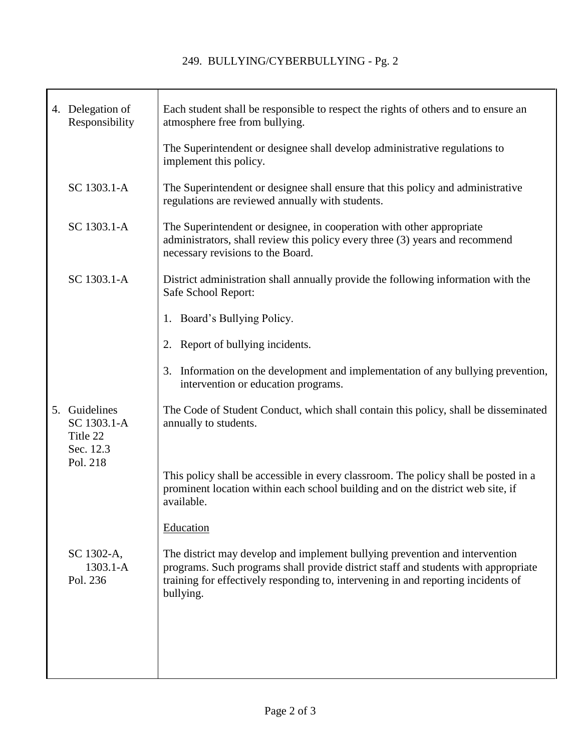| | |
|---|---|
| 4. Delegation of Responsibility | Each student shall be responsible to respect the rights of others and to ensure an atmosphere free from bullying. |
| | The Superintendent or designee shall develop administrative regulations to implement this policy. |
| SC 1303.1-A | The Superintendent or designee shall ensure that this policy and administrative regulations are reviewed annually with students. |
| SC 1303.1-A | The Superintendent or designee, in cooperation with other appropriate administrators, shall review this policy every three (3) years and recommend necessary revisions to the Board. |
| SC 1303.1-A | District administration shall annually provide the following information with the Safe School Report: |
| | 1. Board's Bullying Policy. |
| | 2. Report of bullying incidents. |
| | 3. Information on the development and implementation of any bullying prevention, intervention or education programs. |
| 5. Guidelines SC 1303.1-A Title 22 Sec. 12.3 Pol. 218 | The Code of Student Conduct, which shall contain this policy, shall be disseminated annually to students. |
| | This policy shall be accessible in every classroom. The policy shall be posted in a prominent location within each school building and on the district web site, if available. |
| | <u>Education</u> |
| SC 1302-A, 1303.1-A Pol. 236 | The district may develop and implement bullying prevention and intervention programs. Such programs shall provide district staff and students with appropriate training for effectively responding to, intervening in and reporting incidents of bullying. |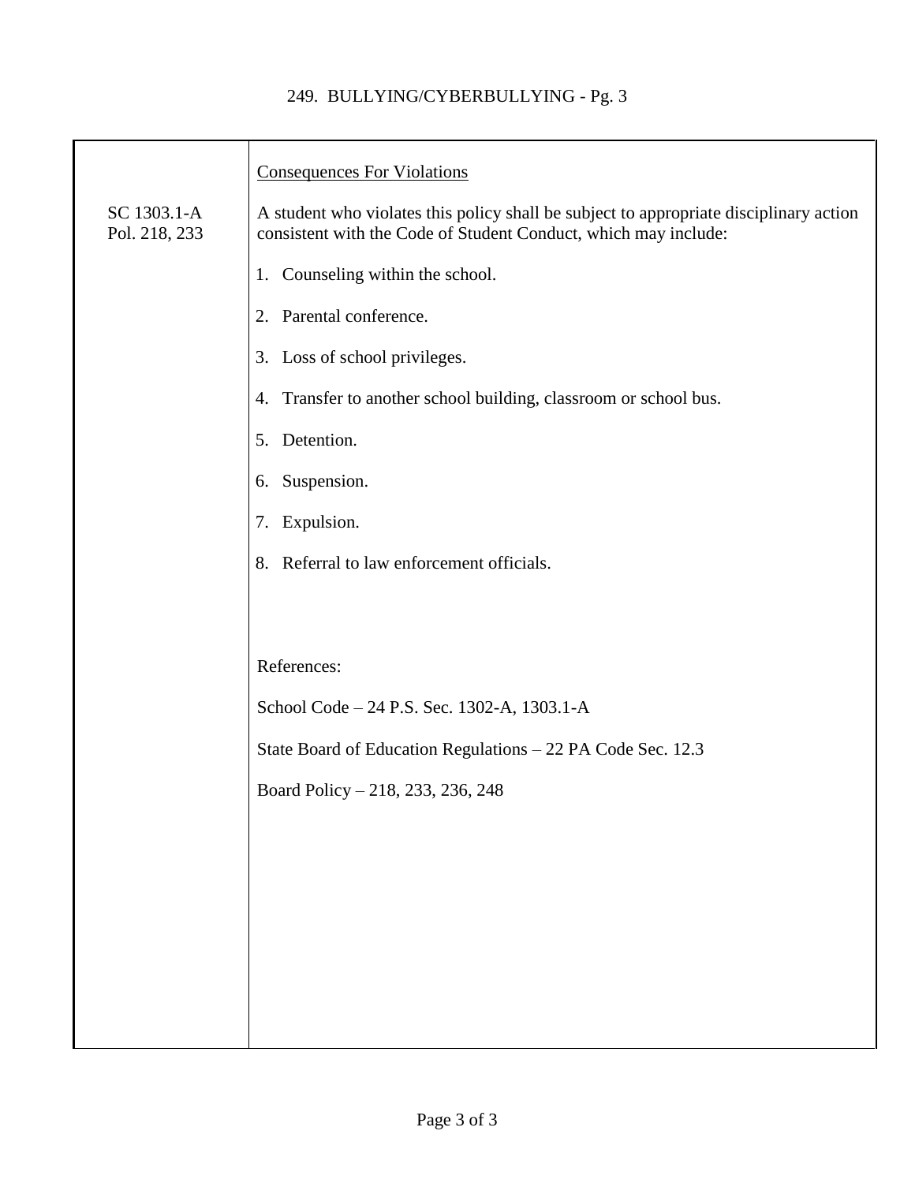## Consequences For Violations

SC 1303.1-A
Pol. 218, 233

A student who violates this policy shall be subject to appropriate disciplinary action consistent with the Code of Student Conduct, which may include:

1. Counseling within the school.
2. Parental conference.
3. Loss of school privileges.
4. Transfer to another school building, classroom or school bus.
5. Detention.
6. Suspension.
7. Expulsion.
8. Referral to law enforcement officials.

References:

School Code – 24 P.S. Sec. 1302-A, 1303.1-A

State Board of Education Regulations – 22 PA Code Sec. 12.3

Board Policy – 218, 233, 236, 248